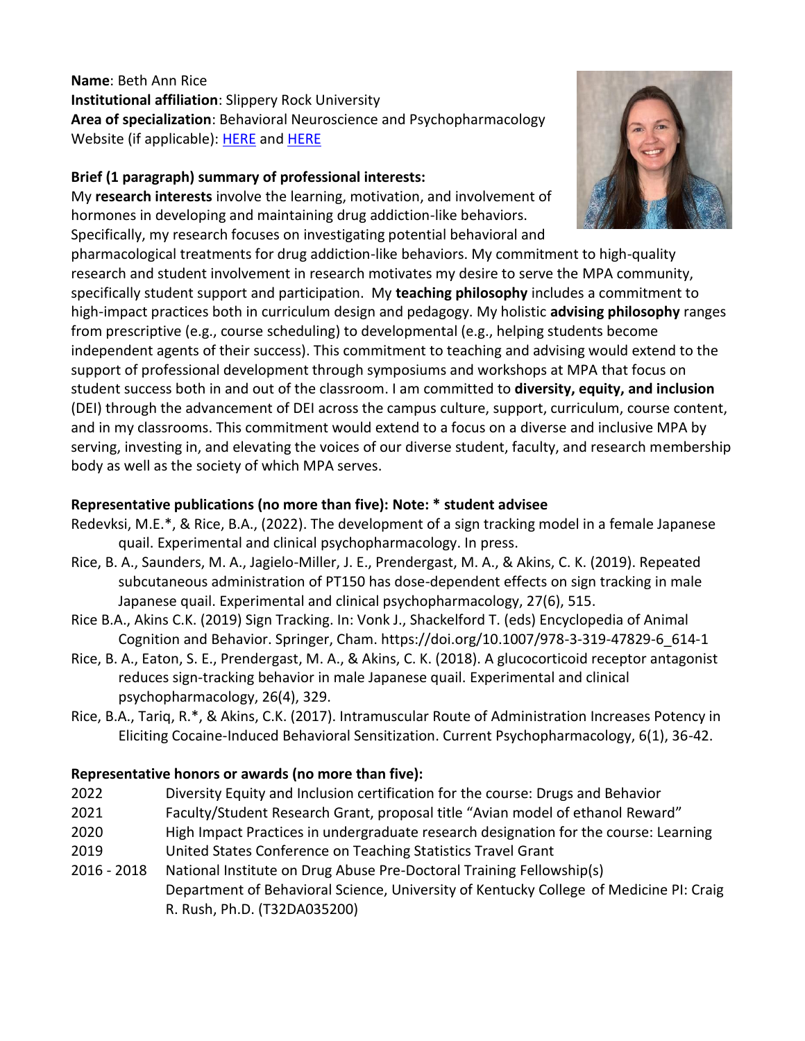**Name**: Beth Ann Rice
**Institutional affiliation**: Slippery Rock University
**Area of specialization**: Behavioral Neuroscience and Psychopharmacology
Website (if applicable): HERE and HERE

**Brief (1 paragraph) summary of professional interests:**

My **research interests** involve the learning, motivation, and involvement of hormones in developing and maintaining drug addiction-like behaviors. Specifically, my research focuses on investigating potential behavioral and pharmacological treatments for drug addiction-like behaviors. My commitment to high-quality research and student involvement in research motivates my desire to serve the MPA community, specifically student support and participation. My **teaching philosophy** includes a commitment to high-impact practices both in curriculum design and pedagogy. My holistic **advising philosophy** ranges from prescriptive (e.g., course scheduling) to developmental (e.g., helping students become independent agents of their success). This commitment to teaching and advising would extend to the support of professional development through symposiums and workshops at MPA that focus on student success both in and out of the classroom. I am committed to **diversity, equity, and inclusion** (DEI) through the advancement of DEI across the campus culture, support, curriculum, course content, and in my classrooms. This commitment would extend to a focus on a diverse and inclusive MPA by serving, investing in, and elevating the voices of our diverse student, faculty, and research membership body as well as the society of which MPA serves.

**Representative publications (no more than five): Note: * student advisee**

Redevksi, M.E.*, & Rice, B.A., (2022). The development of a sign tracking model in a female Japanese quail. Experimental and clinical psychopharmacology. In press.

Rice, B. A., Saunders, M. A., Jagielo-Miller, J. E., Prendergast, M. A., & Akins, C. K. (2019). Repeated subcutaneous administration of PT150 has dose-dependent effects on sign tracking in male Japanese quail. Experimental and clinical psychopharmacology, 27(6), 515.

Rice B.A., Akins C.K. (2019) Sign Tracking. In: Vonk J., Shackelford T. (eds) Encyclopedia of Animal Cognition and Behavior. Springer, Cham. https://doi.org/10.1007/978-3-319-47829-6_614-1

Rice, B. A., Eaton, S. E., Prendergast, M. A., & Akins, C. K. (2018). A glucocorticoid receptor antagonist reduces sign-tracking behavior in male Japanese quail. Experimental and clinical psychopharmacology, 26(4), 329.

Rice, B.A., Tariq, R.*, & Akins, C.K. (2017). Intramuscular Route of Administration Increases Potency in Eliciting Cocaine-Induced Behavioral Sensitization. Current Psychopharmacology, 6(1), 36-42.

**Representative honors or awards (no more than five):**

2022 Diversity Equity and Inclusion certification for the course: Drugs and Behavior

2021 Faculty/Student Research Grant, proposal title "Avian model of ethanol Reward"

2020 High Impact Practices in undergraduate research designation for the course: Learning

2019 United States Conference on Teaching Statistics Travel Grant

2016 - 2018 National Institute on Drug Abuse Pre-Doctoral Training Fellowship(s) Department of Behavioral Science, University of Kentucky College of Medicine PI: Craig R. Rush, Ph.D. (T32DA035200)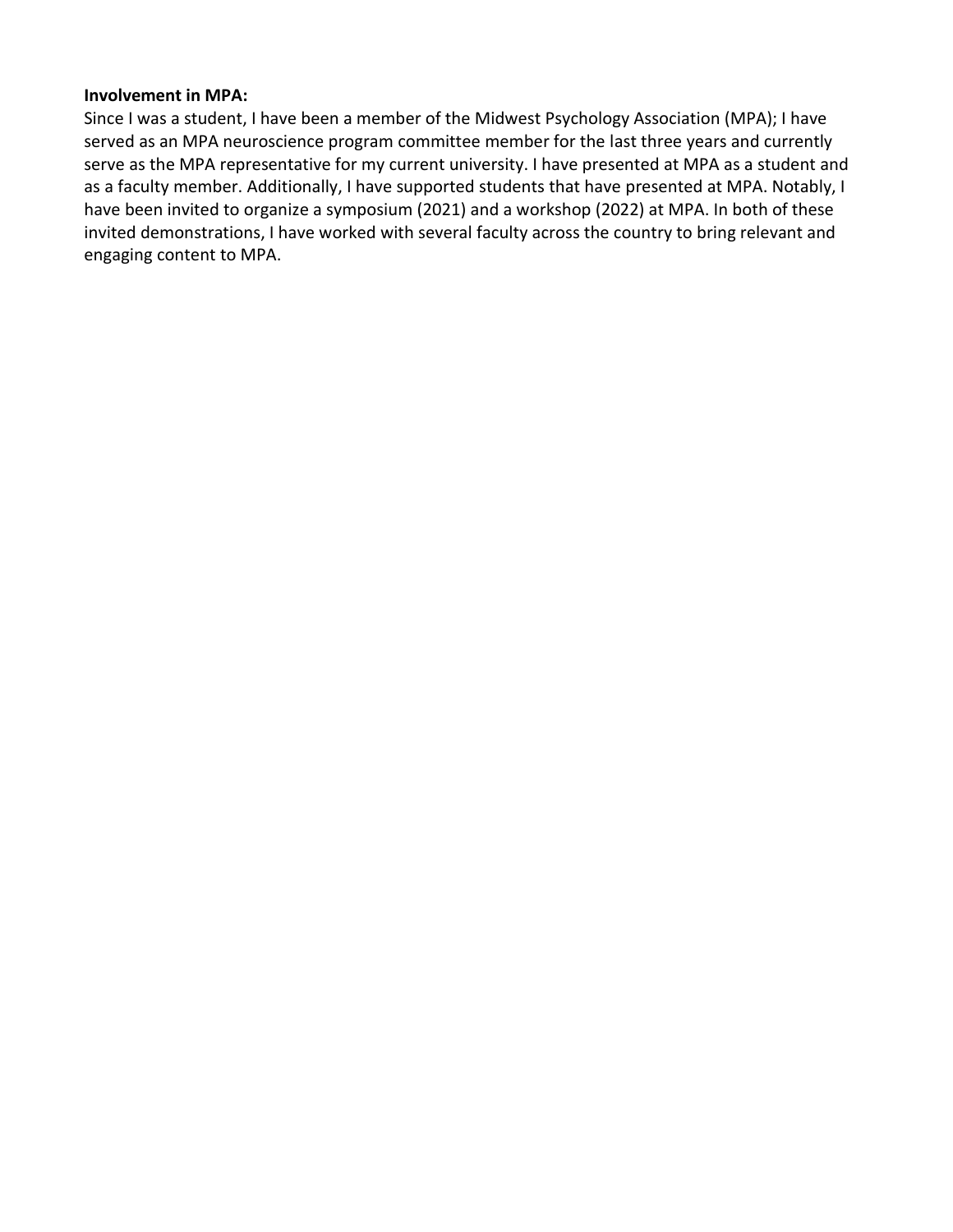**Involvement in MPA:**

Since I was a student, I have been a member of the Midwest Psychology Association (MPA); I have served as an MPA neuroscience program committee member for the last three years and currently serve as the MPA representative for my current university. I have presented at MPA as a student and as a faculty member. Additionally, I have supported students that have presented at MPA. Notably, I have been invited to organize a symposium (2021) and a workshop (2022) at MPA. In both of these invited demonstrations, I have worked with several faculty across the country to bring relevant and engaging content to MPA.